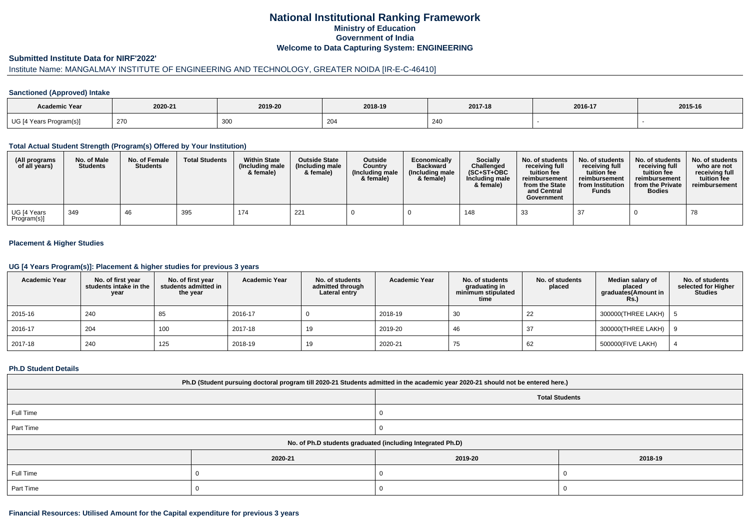# National Institutional Ranking Framework
## Ministry of Education
## Government of India
## Welcome to Data Capturing System: ENGINEERING

### Submitted Institute Data for NIRF'2022'

Institute Name: MANGALMAY INSTITUTE OF ENGINEERING AND TECHNOLOGY, GREATER NOIDA [IR-E-C-46410]

#### Sanctioned (Approved) Intake

| Academic Year | 2020-21 | 2019-20 | 2018-19 | 2017-18 | 2016-17 | 2015-16 |
|---|---|---|---|---|---|---|
| UG [4 Years Program(s)] | 270 | 300 | 204 | 240 | - | - |

#### Total Actual Student Strength (Program(s) Offered by Your Institution)

| (All programs of all years) | No. of Male Students | No. of Female Students | Total Students | Within State (Including male & female) | Outside State (Including male & female) | Outside Country (Including male & female) | Economically Backward (Including male & female) | Socially Challenged (SC+ST+OBC Including male & female) | No. of students receiving full tuition fee reimbursement from the State and Central Government | No. of students receiving full tuition fee reimbursement from Institution Funds | No. of students receiving full tuition fee reimbursement from the Private Bodies | No. of students who are not receiving full tuition fee reimbursement |
|---|---|---|---|---|---|---|---|---|---|---|---|---|
| UG [4 Years Program(s)] | 349 | 46 | 395 | 174 | 221 | 0 | 0 | 148 | 33 | 37 | 0 | 78 |

#### Placement & Higher Studies

#### UG [4 Years Program(s)]: Placement & higher studies for previous 3 years

| Academic Year | No. of first year students intake in the year | No. of first year students admitted in the year | Academic Year | No. of students admitted through Lateral entry | Academic Year | No. of students graduating in minimum stipulated time | No. of students placed | Median salary of placed graduates(Amount in Rs.) | No. of students selected for Higher Studies |
|---|---|---|---|---|---|---|---|---|---|
| 2015-16 | 240 | 85 | 2016-17 | 0 | 2018-19 | 30 | 22 | 300000(THREE LAKH) | 5 |
| 2016-17 | 204 | 100 | 2017-18 | 19 | 2019-20 | 46 | 37 | 300000(THREE LAKH) | 9 |
| 2017-18 | 240 | 125 | 2018-19 | 19 | 2020-21 | 75 | 62 | 500000(FIVE LAKH) | 4 |

#### Ph.D Student Details

| Ph.D (Student pursuing doctoral program till 2020-21 Students admitted in the academic year 2020-21 should not be entered here.) | | | |
|---|---|---|---|
| | Total Students | | |
| Full Time | 0 | | |
| Part Time | 0 | | |
| No. of Ph.D students graduated (including Integrated Ph.D) | | | |
| | 2020-21 | 2019-20 | 2018-19 |
| Full Time | 0 | 0 | 0 |
| Part Time | 0 | 0 | 0 |

#### Financial Resources: Utilised Amount for the Capital expenditure for previous 3 years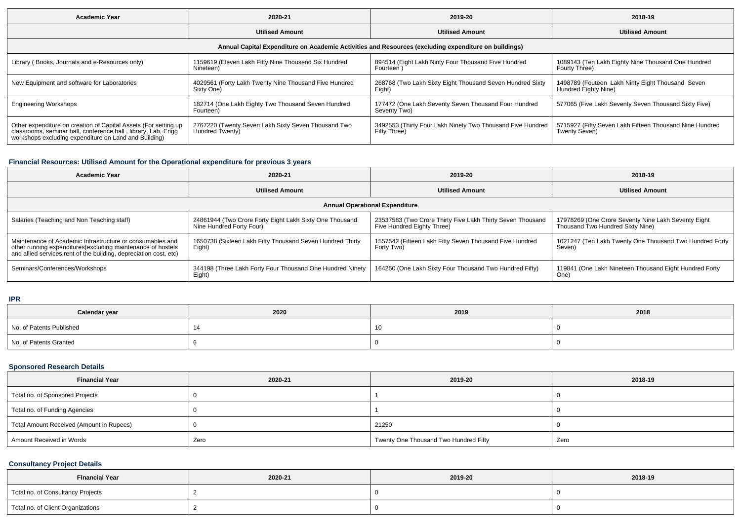| Academic Year | 2020-21 | 2019-20 | 2018-19 |
|---|---|---|---|
| | Utilised Amount | Utilised Amount | Utilised Amount |
| Annual Capital Expenditure on Academic Activities and Resources (excluding expenditure on buildings) | | | |
| Library ( Books, Journals and e-Resources only) | 1159619 (Eleven Lakh Fifty Nine Thousend Six Hundred Nineteen) | 894514 (Eight Lakh Ninty Four Thousand Five Hundred Fourteen ) | 1089143 (Ten Lakh Eighty Nine Thousand One Hundred Fourty Three) |
| New Equipment and software for Laboratories | 4029561 (Forty Lakh Twenty Nine Thousand Five Hundred Sixty One) | 268768 (Two Lakh Sixty Eight Thousand Seven Hundred Sixty Eight) | 1498789 (Fouteen Lakh Ninty Eight Thousand Seven Hundred Eighty Nine) |
| Engineering Workshops | 182714 (One Lakh Eighty Two Thousand Seven Hundred Fourteen) | 177472 (One Lakh Seventy Seven Thousand Four Hundred Seventy Two) | 577065 (Five Lakh Seventy Seven Thousand Sixty Five) |
| Other expenditure on creation of Capital Assets (For setting up classrooms, seminar hall, conference hall , library, Lab, Engg workshops excluding expenditure on Land and Building) | 2767220 (Twenty Seven Lakh Sixty Seven Thousand Two Hundred Twenty) | 3492553 (Thirty Four Lakh Ninety Two Thousand Five Hundred Fifty Three) | 5715927 (Fifty Seven Lakh Fifteen Thousand Nine Hundred Twenty Seven) |

### Financial Resources: Utilised Amount for the Operational expenditure for previous 3 years

| Academic Year | 2020-21 | 2019-20 | 2018-19 |
|---|---|---|---|
| | Utilised Amount | Utilised Amount | Utilised Amount |
| Annual Operational Expenditure | | | |
| Salaries (Teaching and Non Teaching staff) | 24861944 (Two Crore Forty Eight Lakh Sixty One Thousand Nine Hundred Forty Four) | 23537583 (Two Crore Thirty Five Lakh Thirty Seven Thousand Five Hundred Eighty Three) | 17978269 (One Crore Seventy Nine Lakh Seventy Eight Thousand Two Hundred Sixty Nine) |
| Maintenance of Academic Infrastructure or consumables and other running expenditures(excluding maintenance of hostels and allied services,rent of the building, depreciation cost, etc) | 1650738 (Sixteen Lakh Fifty Thousand Seven Hundred Thirty Eight) | 1557542 (Fifteen Lakh Fifty Seven Thousand Five Hundred Forty Two) | 1021247 (Ten Lakh Twenty One Thousand Two Hundred Forty Seven) |
| Seminars/Conferences/Workshops | 344198 (Three Lakh Forty Four Thousand One Hundred Ninety Eight) | 164250 (One Lakh Sixty Four Thousand Two Hundred Fifty) | 119841 (One Lakh Nineteen Thousand Eight Hundred Forty One) |

### IPR

| Calendar year | 2020 | 2019 | 2018 |
|---|---|---|---|
| No. of Patents Published | 14 | 10 | 0 |
| No. of Patents Granted | 6 | 0 | 0 |

### Sponsored Research Details

| Financial Year | 2020-21 | 2019-20 | 2018-19 |
|---|---|---|---|
| Total no. of Sponsored Projects | 0 | 1 | 0 |
| Total no. of Funding Agencies | 0 | 1 | 0 |
| Total Amount Received (Amount in Rupees) | 0 | 21250 | 0 |
| Amount Received in Words | Zero | Twenty One Thousand Two Hundred Fifty | Zero |

### Consultancy Project Details

| Financial Year | 2020-21 | 2019-20 | 2018-19 |
|---|---|---|---|
| Total no. of Consultancy Projects | 2 | 0 | 0 |
| Total no. of Client Organizations | 2 | 0 | 0 |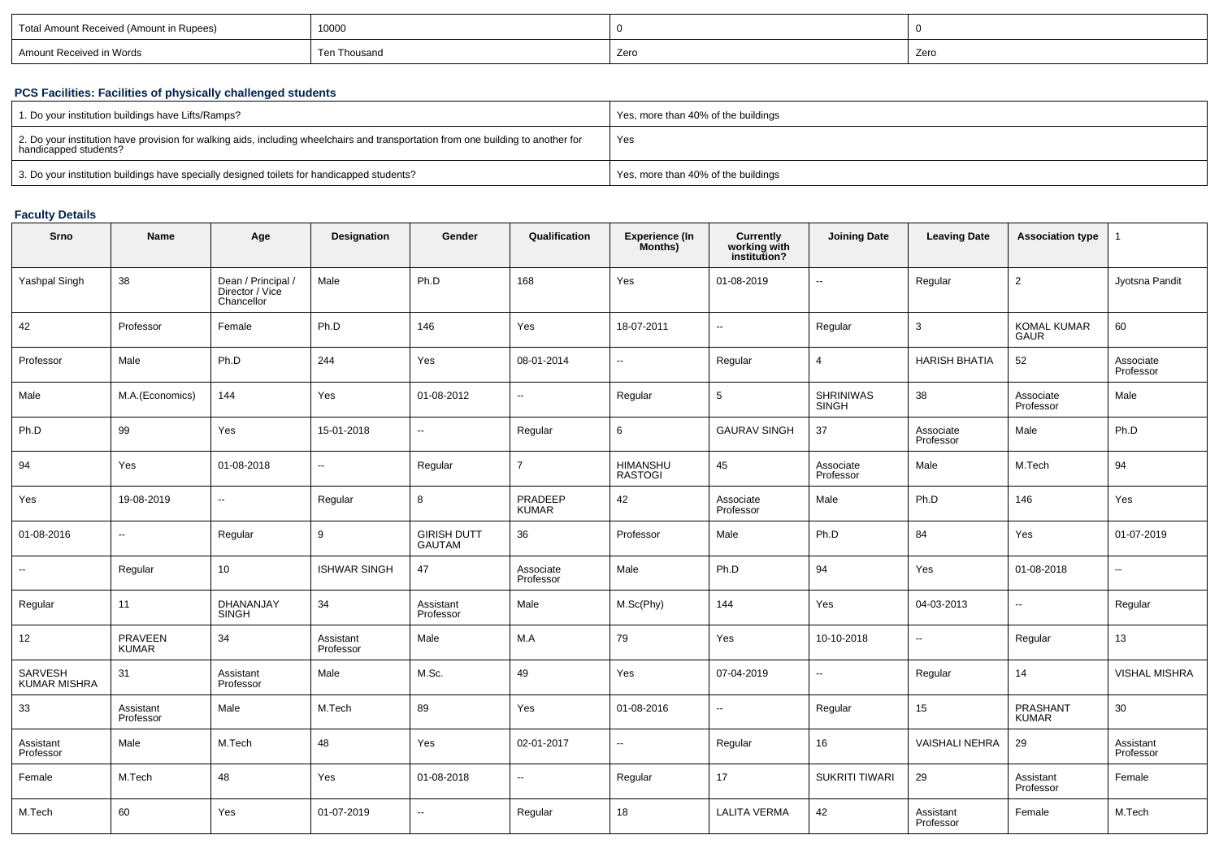| Total Amount Received (Amount in Rupees) | 10000 | 0 | 0 |
|---|---|---|---|
| Amount Received in Words | Ten Thousand | Zero | Zero |

### PCS Facilities: Facilities of physically challenged students

| 1. Do your institution buildings have Lifts/Ramps? | Yes, more than 40% of the buildings |
|---|---|
| 2. Do your institution have provision for walking aids, including wheelchairs and transportation from one building to another for handicapped students? | Yes |
| 3. Do your institution buildings have specially designed toilets for handicapped students? | Yes, more than 40% of the buildings |

### Faculty Details

| Srno | Name | Age | Designation | Gender | Qualification | Experience (In Months) | Currently working with institution? | Joining Date | Leaving Date | Association type | 1 |
|---|---|---|---|---|---|---|---|---|---|---|---|
| Yashpal Singh | 38 | Dean / Principal / Director / Vice Chancellor | Male | Ph.D | 168 | Yes | 01-08-2019 | -- | Regular | 2 | Jyotsna Pandit |
| 42 | Professor | Female | Ph.D | 146 | Yes | 18-07-2011 | -- | Regular | 3 | KOMAL KUMAR GAUR | 60 |
| Professor | Male | Ph.D | 244 | Yes | 08-01-2014 | -- | Regular | 4 | HARISH BHATIA | 52 | Associate Professor |
| Male | M.A.(Economics) | 144 | Yes | 01-08-2012 | -- | Regular | 5 | SHRINIWAS SINGH | 38 | Associate Professor | Male |
| Ph.D | 99 | Yes | 15-01-2018 | -- | Regular | 6 | GAURAV SINGH | 37 | Associate Professor | Male | Ph.D |
| 94 | Yes | 01-08-2018 | -- | Regular | 7 | HIMANSHU RASTOGI | 45 | Associate Professor | Male | M.Tech | 94 |
| Yes | 19-08-2019 | -- | Regular | 8 | PRADEEP KUMAR | 42 | Associate Professor | Male | Ph.D | 146 | Yes |
| 01-08-2016 | -- | Regular | 9 | GIRISH DUTT GAUTAM | 36 | Professor | Male | Ph.D | 84 | Yes | 01-07-2019 |
| -- | Regular | 10 | ISHWAR SINGH | 47 | Associate Professor | Male | Ph.D | 94 | Yes | 01-08-2018 | -- |
| Regular | 11 | DHANANJAY SINGH | 34 | Assistant Professor | Male | M.Sc(Phy) | 144 | Yes | 04-03-2013 | -- | Regular |
| 12 | PRAVEEN KUMAR | 34 | Assistant Professor | Male | M.A | 79 | Yes | 10-10-2018 | -- | Regular | 13 |
| SARVESH KUMAR MISHRA | 31 | Assistant Professor | Male | M.Sc. | 49 | Yes | 07-04-2019 | -- | Regular | 14 | VISHAL MISHRA |
| 33 | Assistant Professor | Male | M.Tech | 89 | Yes | 01-08-2016 | -- | Regular | 15 | PRASHANT KUMAR | 30 |
| Assistant Professor | Male | M.Tech | 48 | Yes | 02-01-2017 | -- | Regular | 16 | VAISHALI NEHRA | 29 | Assistant Professor |
| Female | M.Tech | 48 | Yes | 01-08-2018 | -- | Regular | 17 | SUKRITI TIWARI | 29 | Assistant Professor | Female |
| M.Tech | 60 | Yes | 01-07-2019 | -- | Regular | 18 | LALITA VERMA | 42 | Assistant Professor | Female | M.Tech |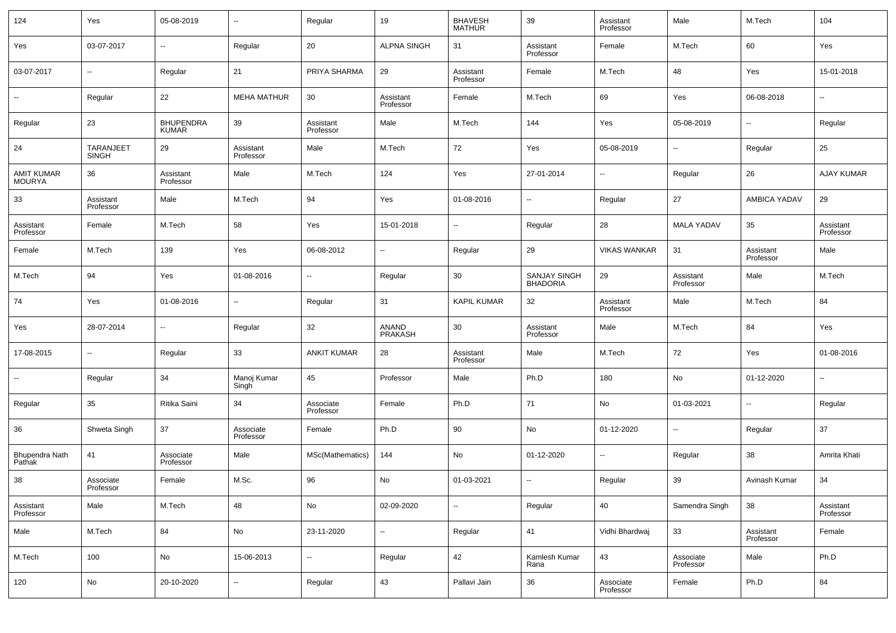| 124 | Yes | 05-08-2019 | -- | Regular | 19 | BHAVESH MATHUR | 39 | Assistant Professor | Male | M.Tech | 104 |
|---|---|---|---|---|---|---|---|---|---|---|---|
| Yes | 03-07-2017 | -- | Regular | 20 | ALPNA SINGH | 31 | Assistant Professor | Female | M.Tech | 60 | Yes |
| 03-07-2017 | -- | Regular | 21 | PRIYA SHARMA | 29 | Assistant Professor | Female | M.Tech | 48 | Yes | 15-01-2018 |
| -- | Regular | 22 | MEHA MATHUR | 30 | Assistant Professor | Female | M.Tech | 69 | Yes | 06-08-2018 | -- |
| Regular | 23 | BHUPENDRA KUMAR | 39 | Assistant Professor | Male | M.Tech | 144 | Yes | 05-08-2019 | -- | Regular |
| 24 | TARANJEET SINGH | 29 | Assistant Professor | Male | M.Tech | 72 | Yes | 05-08-2019 | -- | Regular | 25 |
| AMIT KUMAR MOURYA | 36 | Assistant Professor | Male | M.Tech | 124 | Yes | 27-01-2014 | -- | Regular | 26 | AJAY KUMAR |
| 33 | Assistant Professor | Male | M.Tech | 94 | Yes | 01-08-2016 | -- | Regular | 27 | AMBICA YADAV | 29 |
| Assistant Professor | Female | M.Tech | 58 | Yes | 15-01-2018 | -- | Regular | 28 | MALA YADAV | 35 | Assistant Professor |
| Female | M.Tech | 139 | Yes | 06-08-2012 | -- | Regular | 29 | VIKAS WANKAR | 31 | Assistant Professor | Male |
| M.Tech | 94 | Yes | 01-08-2016 | -- | Regular | 30 | SANJAY SINGH BHADORIA | 29 | Assistant Professor | Male | M.Tech |
| 74 | Yes | 01-08-2016 | -- | Regular | 31 | KAPIL KUMAR | 32 | Assistant Professor | Male | M.Tech | 84 |
| Yes | 28-07-2014 | -- | Regular | 32 | ANAND PRAKASH | 30 | Assistant Professor | Male | M.Tech | 84 | Yes |
| 17-08-2015 | -- | Regular | 33 | ANKIT KUMAR | 28 | Assistant Professor | Male | M.Tech | 72 | Yes | 01-08-2016 |
| -- | Regular | 34 | Manoj Kumar Singh | 45 | Professor | Male | Ph.D | 180 | No | 01-12-2020 | -- |
| Regular | 35 | Ritika Saini | 34 | Associate Professor | Female | Ph.D | 71 | No | 01-03-2021 | -- | Regular |
| 36 | Shweta Singh | 37 | Associate Professor | Female | Ph.D | 90 | No | 01-12-2020 | -- | Regular | 37 |
| Bhupendra Nath Pathak | 41 | Associate Professor | Male | MSc(Mathematics) | 144 | No | 01-12-2020 | -- | Regular | 38 | Amrita Khati |
| 38 | Associate Professor | Female | M.Sc. | 96 | No | 01-03-2021 | -- | Regular | 39 | Avinash Kumar | 34 |
| Assistant Professor | Male | M.Tech | 48 | No | 02-09-2020 | -- | Regular | 40 | Samendra Singh | 38 | Assistant Professor |
| Male | M.Tech | 84 | No | 23-11-2020 | -- | Regular | 41 | Vidhi Bhardwaj | 33 | Assistant Professor | Female |
| M.Tech | 100 | No | 15-06-2013 | -- | Regular | 42 | Kamlesh Kumar Rana | 43 | Associate Professor | Male | Ph.D |
| 120 | No | 20-10-2020 | -- | Regular | 43 | Pallavi Jain | 36 | Associate Professor | Female | Ph.D | 84 |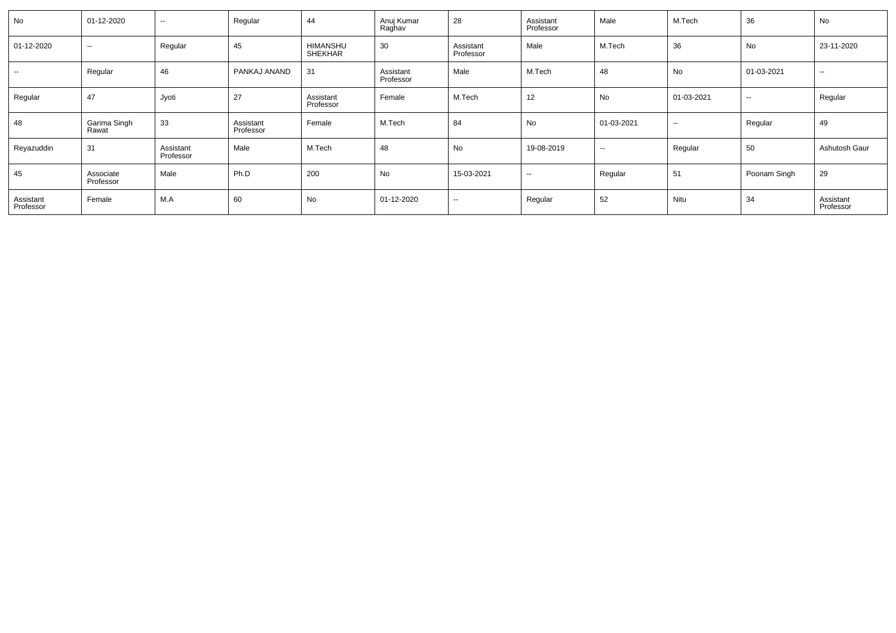| | | | | | | | | | | | |
|---|---|---|---|---|---|---|---|---|---|---|---|
| No | 01-12-2020 | -- | Regular | 44 | Anuj Kumar Raghav | 28 | Assistant Professor | Male | M.Tech | 36 | No |
| 01-12-2020 | -- | Regular | 45 | HIMANSHU SHEKHAR | 30 | Assistant Professor | Male | M.Tech | 36 | No | 23-11-2020 |
| -- | Regular | 46 | PANKAJ ANAND | 31 | Assistant Professor | Male | M.Tech | 48 | No | 01-03-2021 | -- |
| Regular | 47 | Jyoti | 27 | Assistant Professor | Female | M.Tech | 12 | No | 01-03-2021 | -- | Regular |
| 48 | Garima Singh Rawat | 33 | Assistant Professor | Female | M.Tech | 84 | No | 01-03-2021 | -- | Regular | 49 |
| Reyazuddin | 31 | Assistant Professor | Male | M.Tech | 48 | No | 19-08-2019 | -- | Regular | 50 | Ashutosh Gaur |
| 45 | Associate Professor | Male | Ph.D | 200 | No | 15-03-2021 | -- | Regular | 51 | Poonam Singh | 29 |
| Assistant Professor | Female | M.A | 60 | No | 01-12-2020 | -- | Regular | 52 | Nitu | 34 | Assistant Professor |